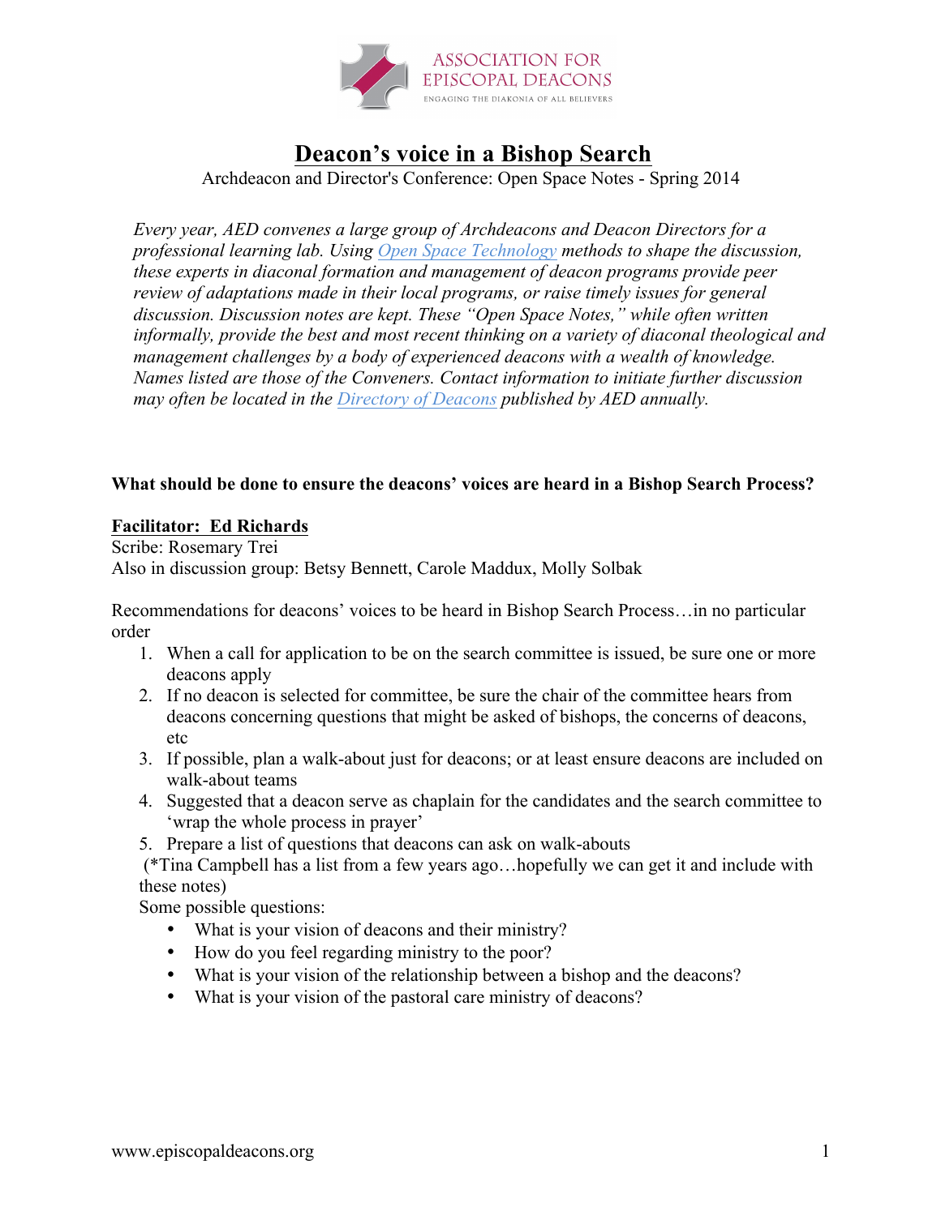ASSOCIATION FOR EPISCOPAL DEACONS

ENGAGING THE DIAKONIA OF ALL BELIEVERS

# Deacon's voice in a Bishop Search

Archdeacon and Director's Conference: Open Space Notes - Spring 2014

*Every year, AED convenes a large group of Archdeacons and Deacon Directors for a professional learning lab. Using Open Space Technology methods to shape the discussion, these experts in diaconal formation and management of deacon programs provide peer review of adaptations made in their local programs, or raise timely issues for general discussion. Discussion notes are kept. These "Open Space Notes," while often written informally, provide the best and most recent thinking on a variety of diaconal theological and management challenges by a body of experienced deacons with a wealth of knowledge. Names listed are those of the Conveners. Contact information to initiate further discussion may often be located in the Directory of Deacons published by AED annually.*

**What should be done to ensure the deacons' voices are heard in a Bishop Search Process?**

**Facilitator: Ed Richards**

Scribe: Rosemary Trei

Also in discussion group: Betsy Bennett, Carole Maddux, Molly Solbak

Recommendations for deacons' voices to be heard in Bishop Search Process…in no particular order

1. When a call for application to be on the search committee is issued, be sure one or more deacons apply
2. If no deacon is selected for committee, be sure the chair of the committee hears from deacons concerning questions that might be asked of bishops, the concerns of deacons, etc
3. If possible, plan a walk-about just for deacons; or at least ensure deacons are included on walk-about teams
4. Suggested that a deacon serve as chaplain for the candidates and the search committee to 'wrap the whole process in prayer'
5. Prepare a list of questions that deacons can ask on walk-abouts

(*Tina Campbell has a list from a few years ago…hopefully we can get it and include with these notes)

Some possible questions:

- What is your vision of deacons and their ministry?
- How do you feel regarding ministry to the poor?
- What is your vision of the relationship between a bishop and the deacons?
- What is your vision of the pastoral care ministry of deacons?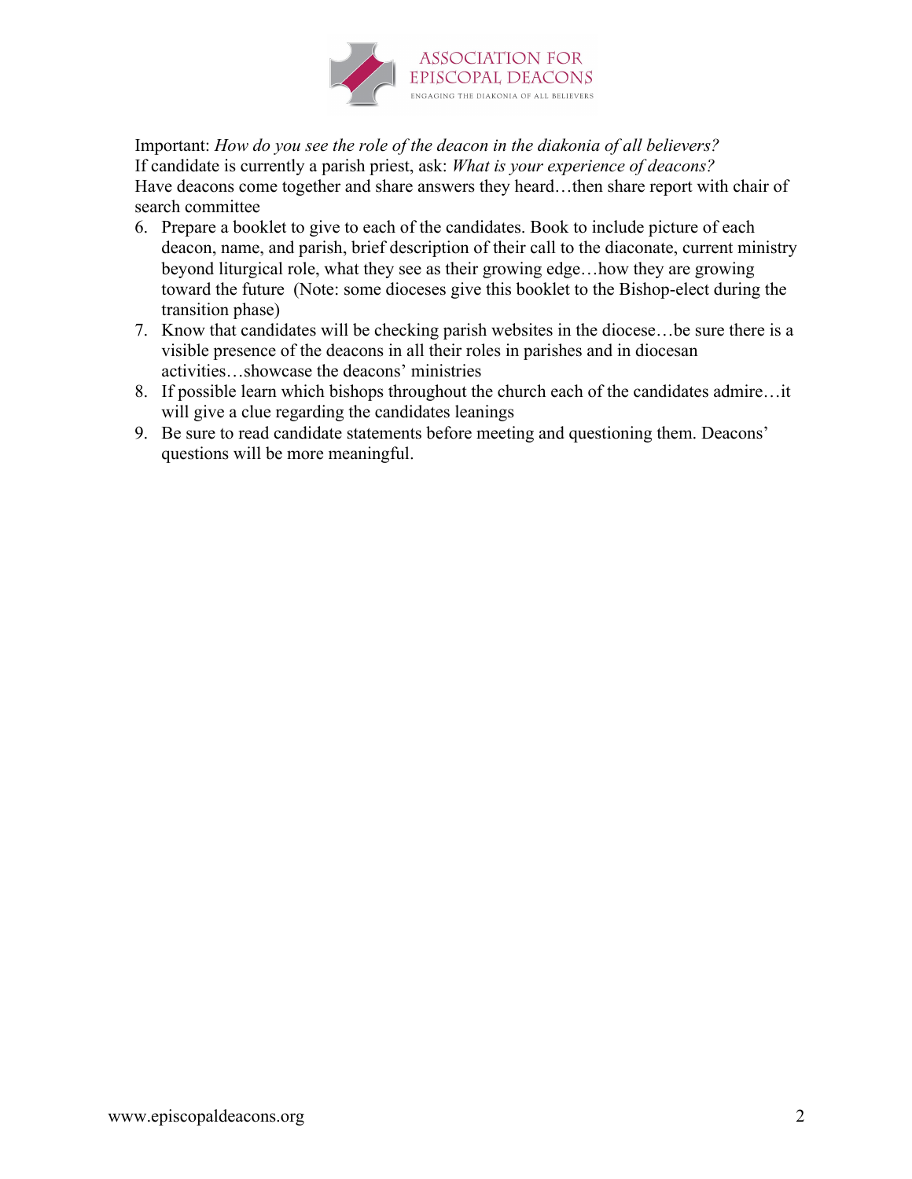Important: *How do you see the role of the deacon in the diakonia of all believers?*
If candidate is currently a parish priest, ask: *What is your experience of deacons?*
Have deacons come together and share answers they heard…then share report with chair of search committee

6. Prepare a booklet to give to each of the candidates. Book to include picture of each deacon, name, and parish, brief description of their call to the diaconate, current ministry beyond liturgical role, what they see as their growing edge…how they are growing toward the future (Note: some dioceses give this booklet to the Bishop-elect during the transition phase)
7. Know that candidates will be checking parish websites in the diocese…be sure there is a visible presence of the deacons in all their roles in parishes and in diocesan activities…showcase the deacons' ministries
8. If possible learn which bishops throughout the church each of the candidates admire…it will give a clue regarding the candidates leanings
9. Be sure to read candidate statements before meeting and questioning them. Deacons' questions will be more meaningful.